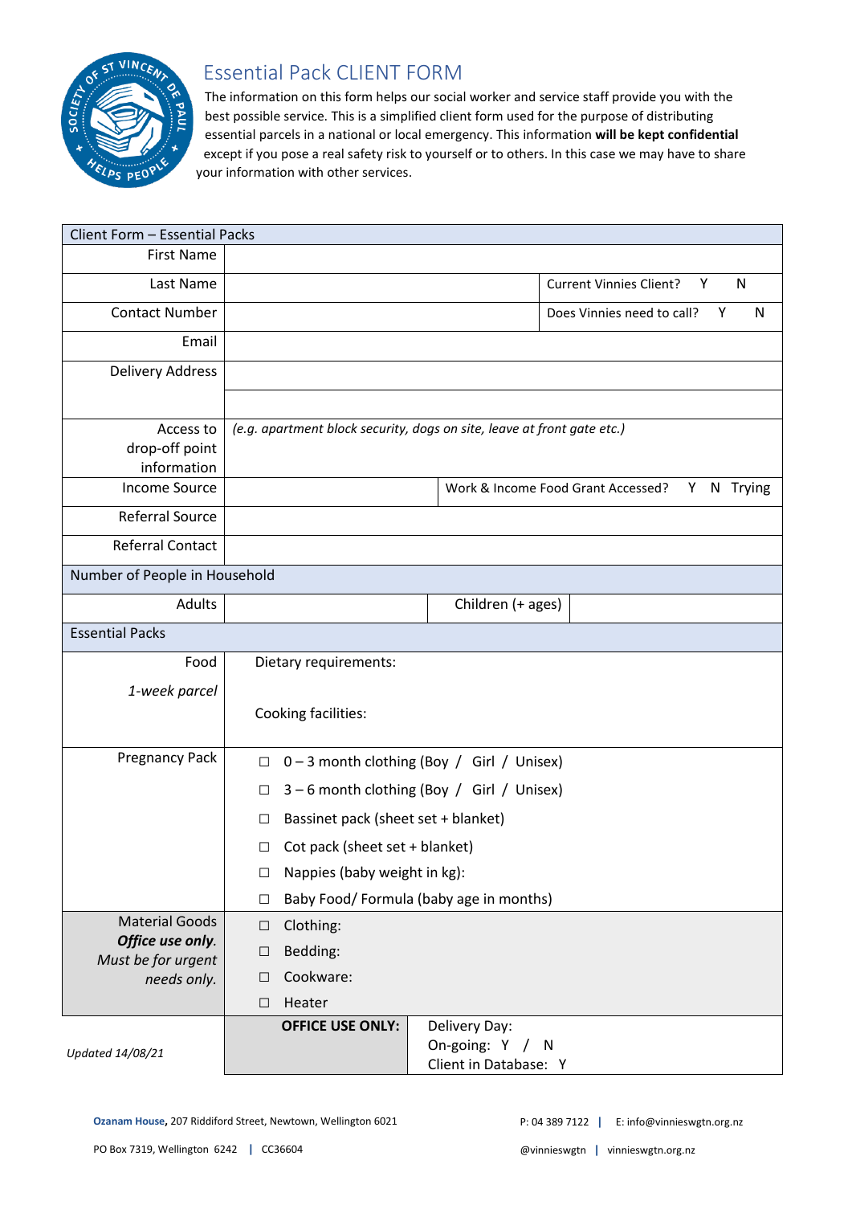# Essential Pack CLIENT FORM

The information on this form helps our social worker and service staff provide you with the best possible service. This is a simplified client form used for the purpose of distributing essential parcels in a national or local emergency. This information **will be kept confidential** except if you pose a real safety risk to yourself or to others. In this case we may have to share your information with other services.

| Client Form – Essential Packs | | | |
|---|---|---|---|
| First Name | | | |
| Last Name | | Current Vinnies Client? Y N | |
| Contact Number | | Does Vinnies need to call? Y N | |
| Email | | | |
| Delivery Address | | | |
| | | | |
| Access to drop-off point information | *(e.g. apartment block security, dogs on site, leave at front gate etc.)* | | |
| Income Source | | Work & Income Food Grant Accessed? Y N Trying | |
| Referral Source | | | |
| Referral Contact | | | |
| **Number of People in Household** | | | |
| Adults | | Children (+ ages) | |
| **Essential Packs** | | | |
| Food<br>*1-week parcel* | Dietary requirements:<br><br>Cooking facilities: | | |
| Pregnancy Pack | ☐ 0 – 3 month clothing (Boy / Girl / Unisex)<br>☐ 3 – 6 month clothing (Boy / Girl / Unisex)<br>☐ Bassinet pack (sheet set + blanket)<br>☐ Cot pack (sheet set + blanket)<br>☐ Nappies (baby weight in kg):<br>☐ Baby Food/ Formula (baby age in months) | | |
| Material Goods<br>***Office use only.***<br>*Must be for urgent needs only.* | ☐ Clothing:<br>☐ Bedding:<br>☐ Cookware:<br>☐ Heater | | |
| *Updated 14/08/21* | **OFFICE USE ONLY:** | Delivery Day:<br>On-going: Y / N<br>Client in Database: Y | |

**Ozanam House**, 207 Riddiford Street, Newtown, Wellington 6021 | P: 04 389 7122 | E: info@vinnieswgtn.org.nz

PO Box 7319, Wellington 6242 | CC36604 | @vinnieswgtn | vinnieswgtn.org.nz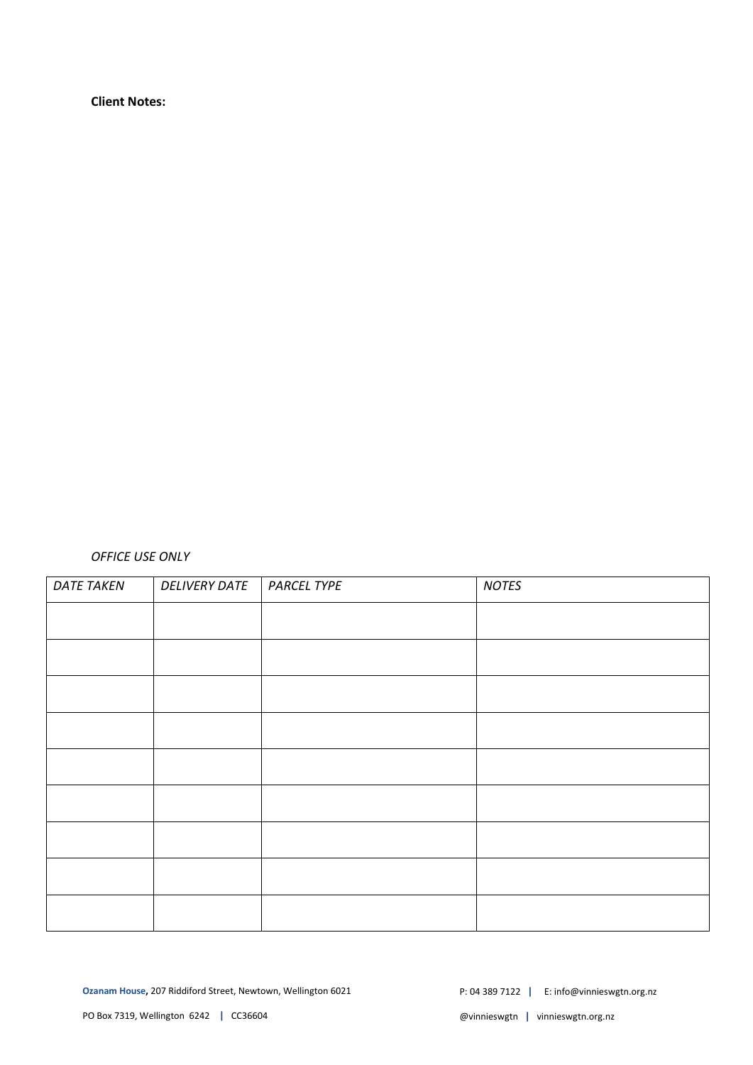**Client Notes:**

*OFFICE USE ONLY*

| *DATE TAKEN* | *DELIVERY DATE* | *PARCEL TYPE* | *NOTES* |
|---|---|---|---|
| | | | |
| | | | |
| | | | |
| | | | |
| | | | |
| | | | |
| | | | |
| | | | |
| | | | |